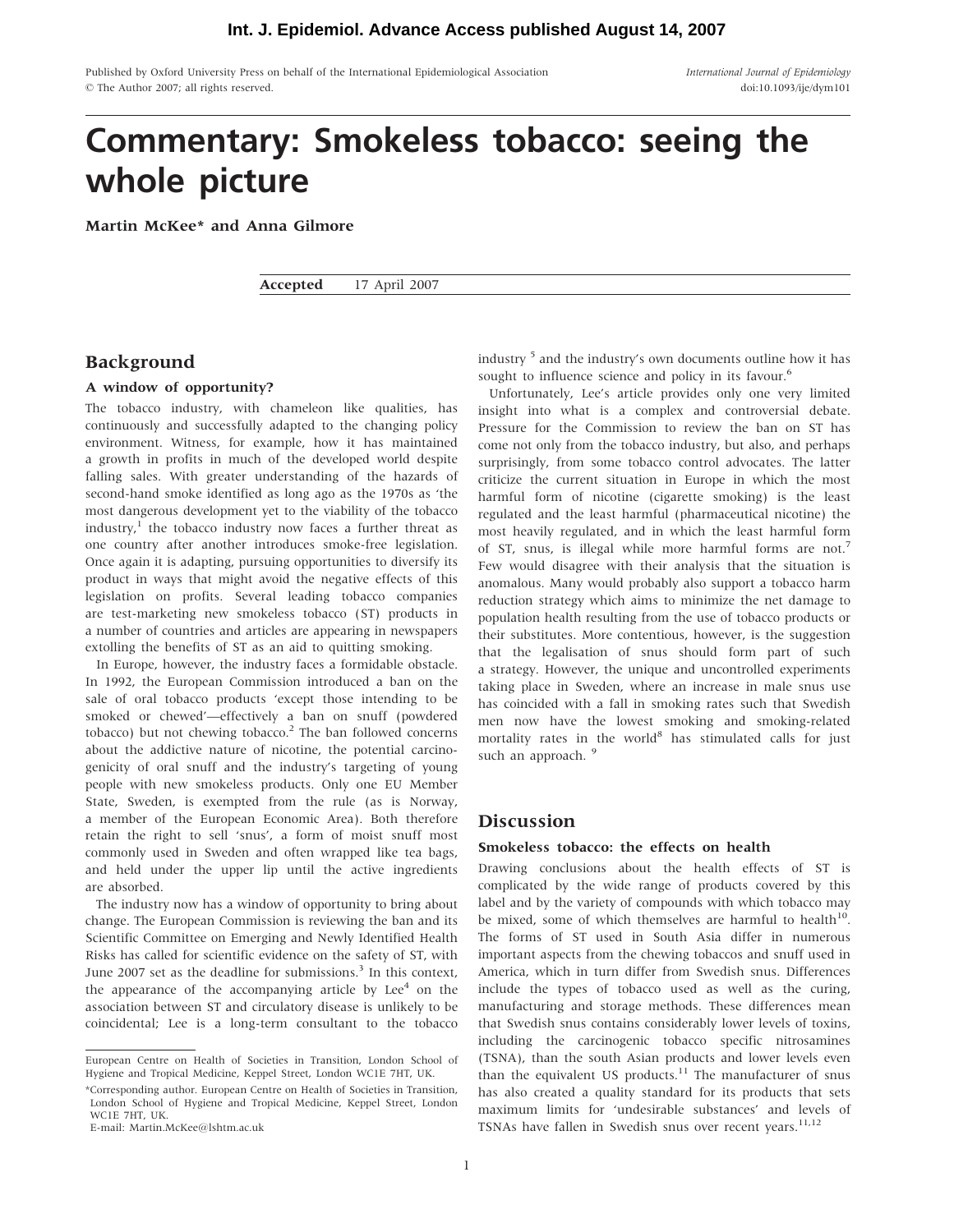# Commentary: Smokeless tobacco: seeing the whole picture

**Martin McKee\* and Anna Gilmore**

**Accepted** 17 April 2007

## Background

### A window of opportunity?

The tobacco industry, with chameleon like qualities, has continuously and successfully adapted to the changing policy environment. Witness, for example, how it has maintained a growth in profits in much of the developed world despite falling sales. With greater understanding of the hazards of second-hand smoke identified as long ago as the 1970s as 'the most dangerous development yet to the viability of the tobacco industry,[1] the tobacco industry now faces a further threat as one country after another introduces smoke-free legislation. Once again it is adapting, pursuing opportunities to diversify its product in ways that might avoid the negative effects of this legislation on profits. Several leading tobacco companies are test-marketing new smokeless tobacco (ST) products in a number of countries and articles are appearing in newspapers extolling the benefits of ST as an aid to quitting smoking.

In Europe, however, the industry faces a formidable obstacle. In 1992, the European Commission introduced a ban on the sale of oral tobacco products 'except those intending to be smoked or chewed'—effectively a ban on snuff (powdered tobacco) but not chewing tobacco.[2] The ban followed concerns about the addictive nature of nicotine, the potential carcinogenicity of oral snuff and the industry's targeting of young people with new smokeless products. Only one EU Member State, Sweden, is exempted from the rule (as is Norway, a member of the European Economic Area). Both therefore retain the right to sell 'snus', a form of moist snuff most commonly used in Sweden and often wrapped like tea bags, and held under the upper lip until the active ingredients are absorbed.

The industry now has a window of opportunity to bring about change. The European Commission is reviewing the ban and its Scientific Committee on Emerging and Newly Identified Health Risks has called for scientific evidence on the safety of ST, with June 2007 set as the deadline for submissions.[3] In this context, the appearance of the accompanying article by Lee[4] on the association between ST and circulatory disease is unlikely to be coincidental; Lee is a long-term consultant to the tobacco industry [5] and the industry's own documents outline how it has sought to influence science and policy in its favour.[6]

Unfortunately, Lee's article provides only one very limited insight into what is a complex and controversial debate. Pressure for the Commission to review the ban on ST has come not only from the tobacco industry, but also, and perhaps surprisingly, from some tobacco control advocates. The latter criticize the current situation in Europe in which the most harmful form of nicotine (cigarette smoking) is the least regulated and the least harmful (pharmaceutical nicotine) the most heavily regulated, and in which the least harmful form of ST, snus, is illegal while more harmful forms are not.[7] Few would disagree with their analysis that the situation is anomalous. Many would probably also support a tobacco harm reduction strategy which aims to minimize the net damage to population health resulting from the use of tobacco products or their substitutes. More contentious, however, is the suggestion that the legalisation of snus should form part of such a strategy. However, the unique and uncontrolled experiments taking place in Sweden, where an increase in male snus use has coincided with a fall in smoking rates such that Swedish men now have the lowest smoking and smoking-related mortality rates in the world[8] has stimulated calls for just such an approach. [9]

## Discussion

### Smokeless tobacco: the effects on health

Drawing conclusions about the health effects of ST is complicated by the wide range of products covered by this label and by the variety of compounds with which tobacco may be mixed, some of which themselves are harmful to health[10]. The forms of ST used in South Asia differ in numerous important aspects from the chewing tobaccos and snuff used in America, which in turn differ from Swedish snus. Differences include the types of tobacco used as well as the curing, manufacturing and storage methods. These differences mean that Swedish snus contains considerably lower levels of toxins, including the carcinogenic tobacco specific nitrosamines (TSNA), than the south Asian products and lower levels even than the equivalent US products.[11] The manufacturer of snus has also created a quality standard for its products that sets maximum limits for 'undesirable substances' and levels of TSNAs have fallen in Swedish snus over recent years.[11,12]

European Centre on Health of Societies in Transition, London School of Hygiene and Tropical Medicine, Keppel Street, London WC1E 7HT, UK.

\*Corresponding author. European Centre on Health of Societies in Transition, London School of Hygiene and Tropical Medicine, Keppel Street, London WC1E 7HT, UK.
E-mail: Martin.McKee@lshtm.ac.uk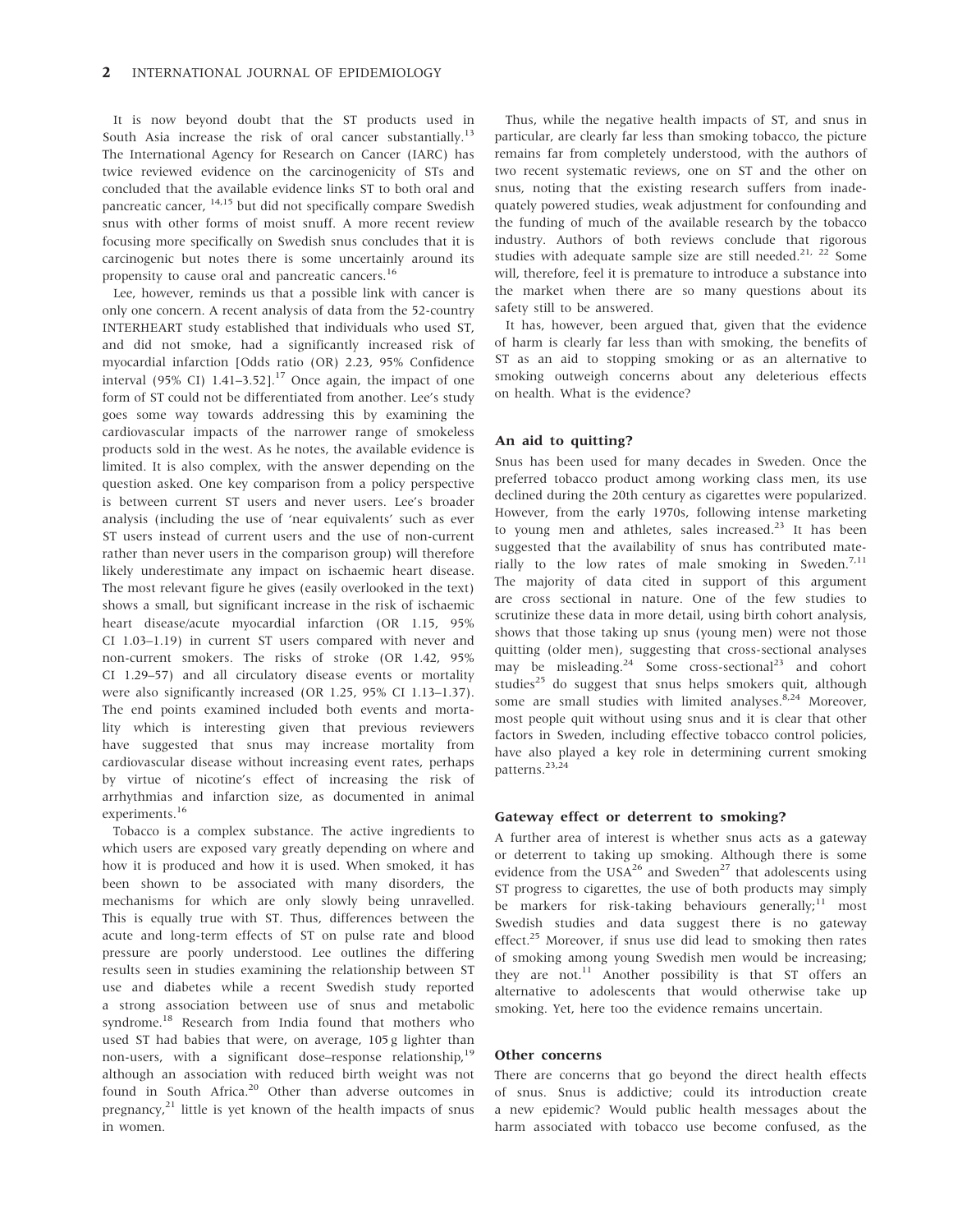It is now beyond doubt that the ST products used in South Asia increase the risk of oral cancer substantially.[13] The International Agency for Research on Cancer (IARC) has twice reviewed evidence on the carcinogenicity of STs and concluded that the available evidence links ST to both oral and pancreatic cancer, [14,15] but did not specifically compare Swedish snus with other forms of moist snuff. A more recent review focusing more specifically on Swedish snus concludes that it is carcinogenic but notes there is some uncertainly around its propensity to cause oral and pancreatic cancers.[16]

Lee, however, reminds us that a possible link with cancer is only one concern. A recent analysis of data from the 52-country INTERHEART study established that individuals who used ST, and did not smoke, had a significantly increased risk of myocardial infarction [Odds ratio (OR) 2.23, 95% Confidence interval (95% CI) 1.41–3.52].[17] Once again, the impact of one form of ST could not be differentiated from another. Lee's study goes some way towards addressing this by examining the cardiovascular impacts of the narrower range of smokeless products sold in the west. As he notes, the available evidence is limited. It is also complex, with the answer depending on the question asked. One key comparison from a policy perspective is between current ST users and never users. Lee's broader analysis (including the use of 'near equivalents' such as ever ST users instead of current users and the use of non-current rather than never users in the comparison group) will therefore likely underestimate any impact on ischaemic heart disease. The most relevant figure he gives (easily overlooked in the text) shows a small, but significant increase in the risk of ischaemic heart disease/acute myocardial infarction (OR 1.15, 95% CI 1.03–1.19) in current ST users compared with never and non-current smokers. The risks of stroke (OR 1.42, 95% CI 1.29–57) and all circulatory disease events or mortality were also significantly increased (OR 1.25, 95% CI 1.13–1.37). The end points examined included both events and mortality which is interesting given that previous reviewers have suggested that snus may increase mortality from cardiovascular disease without increasing event rates, perhaps by virtue of nicotine's effect of increasing the risk of arrhythmias and infarction size, as documented in animal experiments.[16]

Tobacco is a complex substance. The active ingredients to which users are exposed vary greatly depending on where and how it is produced and how it is used. When smoked, it has been shown to be associated with many disorders, the mechanisms for which are only slowly being unravelled. This is equally true with ST. Thus, differences between the acute and long-term effects of ST on pulse rate and blood pressure are poorly understood. Lee outlines the differing results seen in studies examining the relationship between ST use and diabetes while a recent Swedish study reported a strong association between use of snus and metabolic syndrome.[18] Research from India found that mothers who used ST had babies that were, on average, 105 g lighter than non-users, with a significant dose–response relationship,[19] although an association with reduced birth weight was not found in South Africa.[20] Other than adverse outcomes in pregnancy,[21] little is yet known of the health impacts of snus in women.

Thus, while the negative health impacts of ST, and snus in particular, are clearly far less than smoking tobacco, the picture remains far from completely understood, with the authors of two recent systematic reviews, one on ST and the other on snus, noting that the existing research suffers from inadequately powered studies, weak adjustment for confounding and the funding of much of the available research by the tobacco industry. Authors of both reviews conclude that rigorous studies with adequate sample size are still needed.[21, 22] Some will, therefore, feel it is premature to introduce a substance into the market when there are so many questions about its safety still to be answered.

It has, however, been argued that, given that the evidence of harm is clearly far less than with smoking, the benefits of ST as an aid to stopping smoking or as an alternative to smoking outweigh concerns about any deleterious effects on health. What is the evidence?

### An aid to quitting?

Snus has been used for many decades in Sweden. Once the preferred tobacco product among working class men, its use declined during the 20th century as cigarettes were popularized. However, from the early 1970s, following intense marketing to young men and athletes, sales increased.[23] It has been suggested that the availability of snus has contributed materially to the low rates of male smoking in Sweden.[7,11] The majority of data cited in support of this argument are cross sectional in nature. One of the few studies to scrutinize these data in more detail, using birth cohort analysis, shows that those taking up snus (young men) were not those quitting (older men), suggesting that cross-sectional analyses may be misleading.[24] Some cross-sectional[23] and cohort studies[25] do suggest that snus helps smokers quit, although some are small studies with limited analyses.[8,24] Moreover, most people quit without using snus and it is clear that other factors in Sweden, including effective tobacco control policies, have also played a key role in determining current smoking patterns.[23,24]

### Gateway effect or deterrent to smoking?

A further area of interest is whether snus acts as a gateway or deterrent to taking up smoking. Although there is some evidence from the USA[26] and Sweden[27] that adolescents using ST progress to cigarettes, the use of both products may simply be markers for risk-taking behaviours generally;[11] most Swedish studies and data suggest there is no gateway effect.[25] Moreover, if snus use did lead to smoking then rates of smoking among young Swedish men would be increasing; they are not.[11] Another possibility is that ST offers an alternative to adolescents that would otherwise take up smoking. Yet, here too the evidence remains uncertain.

### Other concerns

There are concerns that go beyond the direct health effects of snus. Snus is addictive; could its introduction create a new epidemic? Would public health messages about the harm associated with tobacco use become confused, as the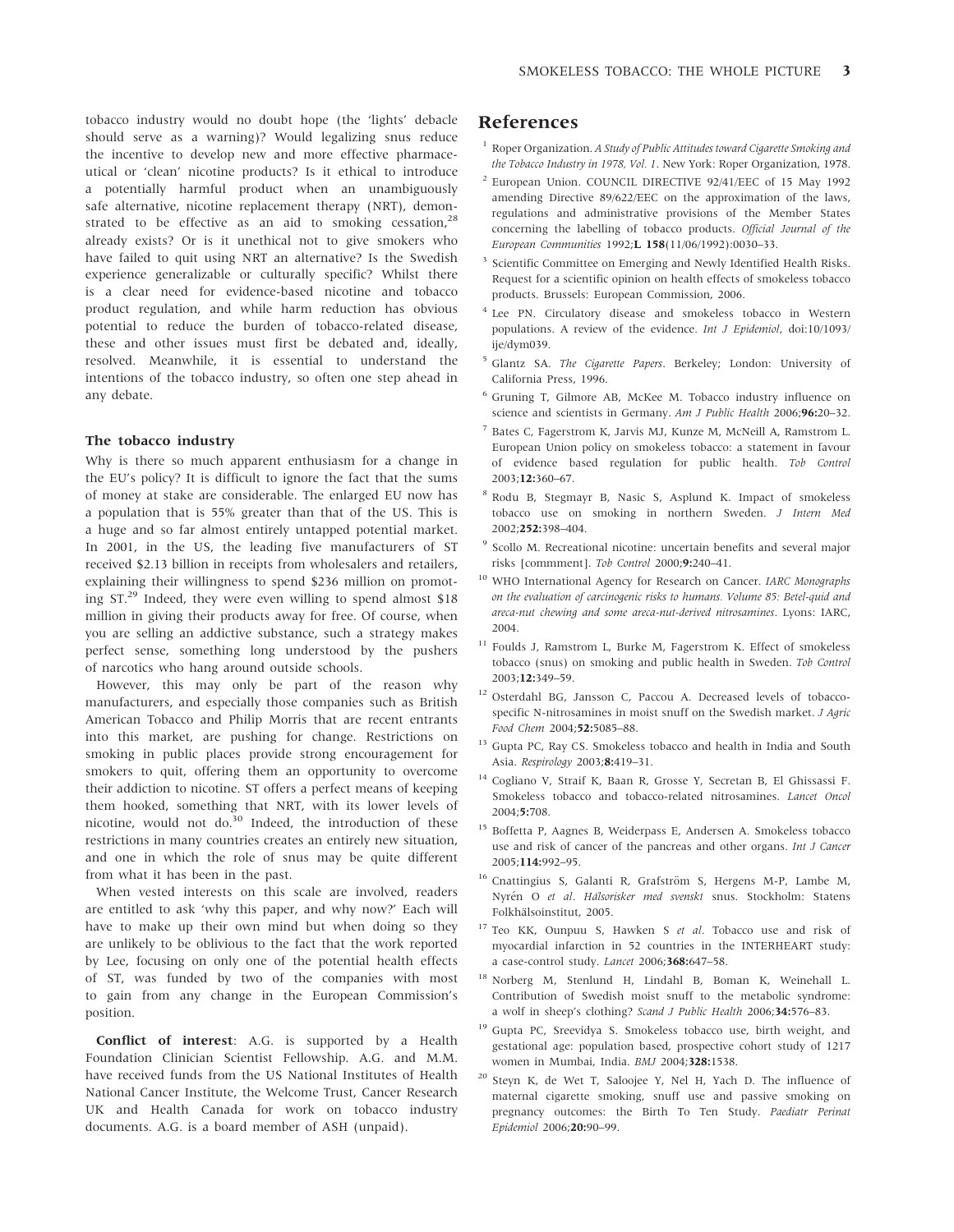tobacco industry would no doubt hope (the 'lights' debacle should serve as a warning)? Would legalizing snus reduce the incentive to develop new and more effective pharmaceutical or 'clean' nicotine products? Is it ethical to introduce a potentially harmful product when an unambiguously safe alternative, nicotine replacement therapy (NRT), demonstrated to be effective as an aid to smoking cessation,[28] already exists? Or is it unethical not to give smokers who have failed to quit using NRT an alternative? Is the Swedish experience generalizable or culturally specific? Whilst there is a clear need for evidence-based nicotine and tobacco product regulation, and while harm reduction has obvious potential to reduce the burden of tobacco-related disease, these and other issues must first be debated and, ideally, resolved. Meanwhile, it is essential to understand the intentions of the tobacco industry, so often one step ahead in any debate.

### The tobacco industry

Why is there so much apparent enthusiasm for a change in the EU's policy? It is difficult to ignore the fact that the sums of money at stake are considerable. The enlarged EU now has a population that is 55% greater than that of the US. This is a huge and so far almost entirely untapped potential market. In 2001, in the US, the leading five manufacturers of ST received $2.13 billion in receipts from wholesalers and retailers, explaining their willingness to spend $236 million on promoting ST.[29] Indeed, they were even willing to spend almost $18 million in giving their products away for free. Of course, when you are selling an addictive substance, such a strategy makes perfect sense, something long understood by the pushers of narcotics who hang around outside schools.

However, this may only be part of the reason why manufacturers, and especially those companies such as British American Tobacco and Philip Morris that are recent entrants into this market, are pushing for change. Restrictions on smoking in public places provide strong encouragement for smokers to quit, offering them an opportunity to overcome their addiction to nicotine. ST offers a perfect means of keeping them hooked, something that NRT, with its lower levels of nicotine, would not do.[30] Indeed, the introduction of these restrictions in many countries creates an entirely new situation, and one in which the role of snus may be quite different from what it has been in the past.

When vested interests on this scale are involved, readers are entitled to ask 'why this paper, and why now?' Each will have to make up their own mind but when doing so they are unlikely to be oblivious to the fact that the work reported by Lee, focusing on only one of the potential health effects of ST, was funded by two of the companies with most to gain from any change in the European Commission's position.

**Conflict of interest**: A.G. is supported by a Health Foundation Clinician Scientist Fellowship. A.G. and M.M. have received funds from the US National Institutes of Health National Cancer Institute, the Welcome Trust, Cancer Research UK and Health Canada for work on tobacco industry documents. A.G. is a board member of ASH (unpaid).

## References

1. Roper Organization. *A Study of Public Attitudes toward Cigarette Smoking and the Tobacco Industry in 1978, Vol. 1*. New York: Roper Organization, 1978.
2. European Union. COUNCIL DIRECTIVE 92/41/EEC of 15 May 1992 amending Directive 89/622/EEC on the approximation of the laws, regulations and administrative provisions of the Member States concerning the labelling of tobacco products. *Official Journal of the European Communities* 1992;**L 158**(11/06/1992):0030–33.
3. Scientific Committee on Emerging and Newly Identified Health Risks. Request for a scientific opinion on health effects of smokeless tobacco products. Brussels: European Commission, 2006.
4. Lee PN. Circulatory disease and smokeless tobacco in Western populations. A review of the evidence. *Int J Epidemiol*, doi:10/1093/ije/dym039.
5. Glantz SA. *The Cigarette Papers*. Berkeley; London: University of California Press, 1996.
6. Gruning T, Gilmore AB, McKee M. Tobacco industry influence on science and scientists in Germany. *Am J Public Health* 2006;**96:**20–32.
7. Bates C, Fagerstrom K, Jarvis MJ, Kunze M, McNeill A, Ramstrom L. European Union policy on smokeless tobacco: a statement in favour of evidence based regulation for public health. *Tob Control* 2003;**12:**360–67.
8. Rodu B, Stegmayr B, Nasic S, Asplund K. Impact of smokeless tobacco use on smoking in northern Sweden. *J Intern Med* 2002;**252:**398–404.
9. Scollo M. Recreational nicotine: uncertain benefits and several major risks [commment]. *Tob Control* 2000;**9:**240–41.
10. WHO International Agency for Research on Cancer. *IARC Monographs on the evaluation of carcinogenic risks to humans. Volume 85: Betel-quid and areca-nut chewing and some areca-nut-derived nitrosamines*. Lyons: IARC, 2004.
11. Foulds J, Ramstrom L, Burke M, Fagerstrom K. Effect of smokeless tobacco (snus) on smoking and public health in Sweden. *Tob Control* 2003;**12:**349–59.
12. Osterdahl BG, Jansson C, Paccou A. Decreased levels of tobacco-specific N-nitrosamines in moist snuff on the Swedish market. *J Agric Food Chem* 2004;**52:**5085–88.
13. Gupta PC, Ray CS. Smokeless tobacco and health in India and South Asia. *Respirology* 2003;**8:**419–31.
14. Cogliano V, Straif K, Baan R, Grosse Y, Secretan B, El Ghissassi F. Smokeless tobacco and tobacco-related nitrosamines. *Lancet Oncol* 2004;**5:**708.
15. Boffetta P, Aagnes B, Weiderpass E, Andersen A. Smokeless tobacco use and risk of cancer of the pancreas and other organs. *Int J Cancer* 2005;**114:**992–95.
16. Cnattingius S, Galanti R, Grafström S, Hergens M-P, Lambe M, Nyrén O *et al*. *Hälsorisker med svenskt* snus. Stockholm: Statens Folkhälsoinstitut, 2005.
17. Teo KK, Ounpuu S, Hawken S *et al*. Tobacco use and risk of myocardial infarction in 52 countries in the INTERHEART study: a case-control study. *Lancet* 2006;**368:**647–58.
18. Norberg M, Stenlund H, Lindahl B, Boman K, Weinehall L. Contribution of Swedish moist snuff to the metabolic syndrome: a wolf in sheep's clothing? *Scand J Public Health* 2006;**34:**576–83.
19. Gupta PC, Sreevidya S. Smokeless tobacco use, birth weight, and gestational age: population based, prospective cohort study of 1217 women in Mumbai, India. *BMJ* 2004;**328:**1538.
20. Steyn K, de Wet T, Saloojee Y, Nel H, Yach D. The influence of maternal cigarette smoking, snuff use and passive smoking on pregnancy outcomes: the Birth To Ten Study. *Paediatr Perinat Epidemiol* 2006;**20:**90–99.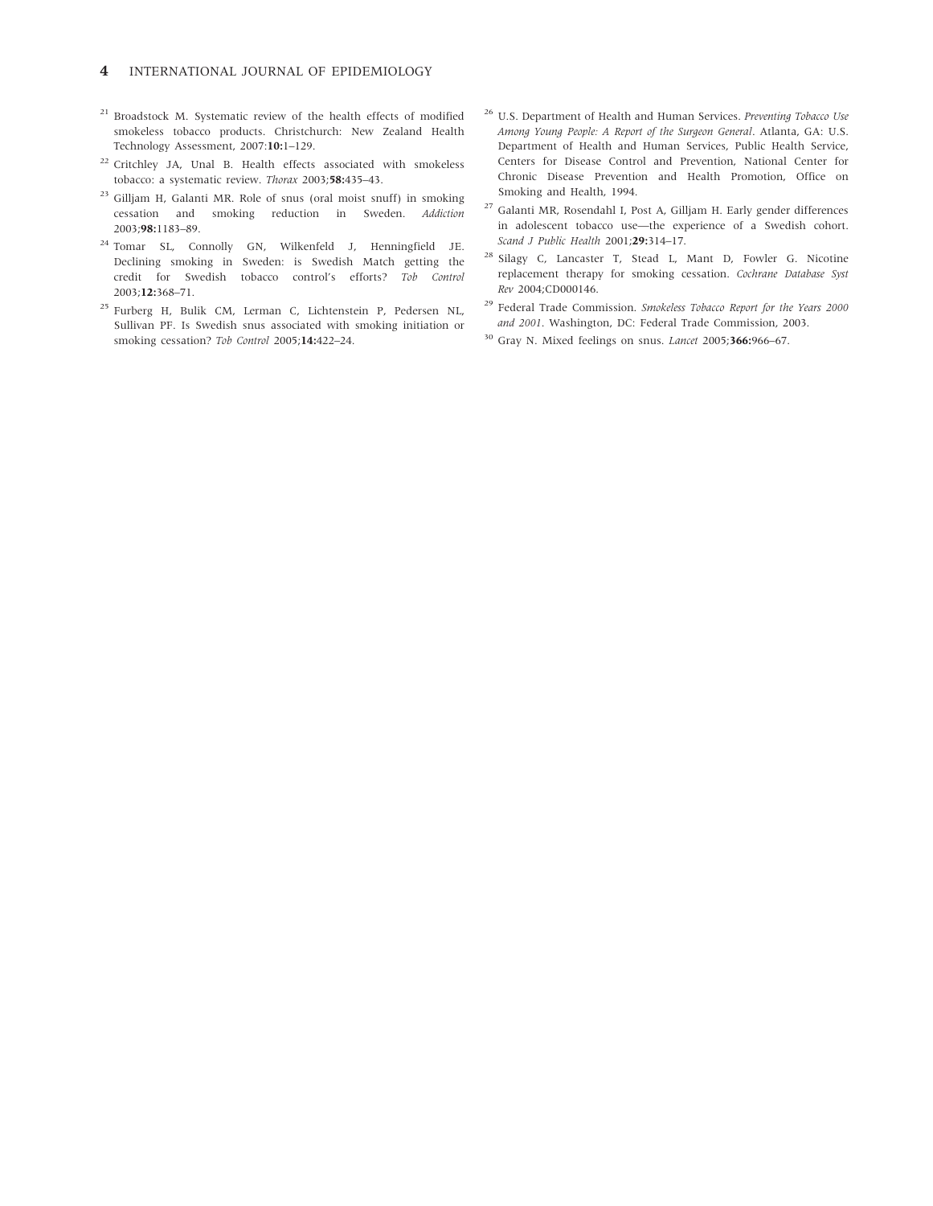[21] Broadstock M. Systematic review of the health effects of modified smokeless tobacco products. Christchurch: New Zealand Health Technology Assessment, 2007:**10:**1–129.

[22] Critchley JA, Unal B. Health effects associated with smokeless tobacco: a systematic review. *Thorax* 2003;**58:**435–43.

[23] Gilljam H, Galanti MR. Role of snus (oral moist snuff) in smoking cessation and smoking reduction in Sweden. *Addiction* 2003;**98:**1183–89.

[24] Tomar SL, Connolly GN, Wilkenfeld J, Henningfield JE. Declining smoking in Sweden: is Swedish Match getting the credit for Swedish tobacco control's efforts? *Tob Control* 2003;**12:**368–71.

[25] Furberg H, Bulik CM, Lerman C, Lichtenstein P, Pedersen NL, Sullivan PF. Is Swedish snus associated with smoking initiation or smoking cessation? *Tob Control* 2005;**14:**422–24.

[26] U.S. Department of Health and Human Services. *Preventing Tobacco Use Among Young People: A Report of the Surgeon General*. Atlanta, GA: U.S. Department of Health and Human Services, Public Health Service, Centers for Disease Control and Prevention, National Center for Chronic Disease Prevention and Health Promotion, Office on Smoking and Health, 1994.

[27] Galanti MR, Rosendahl I, Post A, Gilljam H. Early gender differences in adolescent tobacco use—the experience of a Swedish cohort. *Scand J Public Health* 2001;**29:**314–17.

[28] Silagy C, Lancaster T, Stead L, Mant D, Fowler G. Nicotine replacement therapy for smoking cessation. *Cochrane Database Syst Rev* 2004;CD000146.

[29] Federal Trade Commission. *Smokeless Tobacco Report for the Years 2000 and 2001*. Washington, DC: Federal Trade Commission, 2003.

[30] Gray N. Mixed feelings on snus. *Lancet* 2005;**366:**966–67.